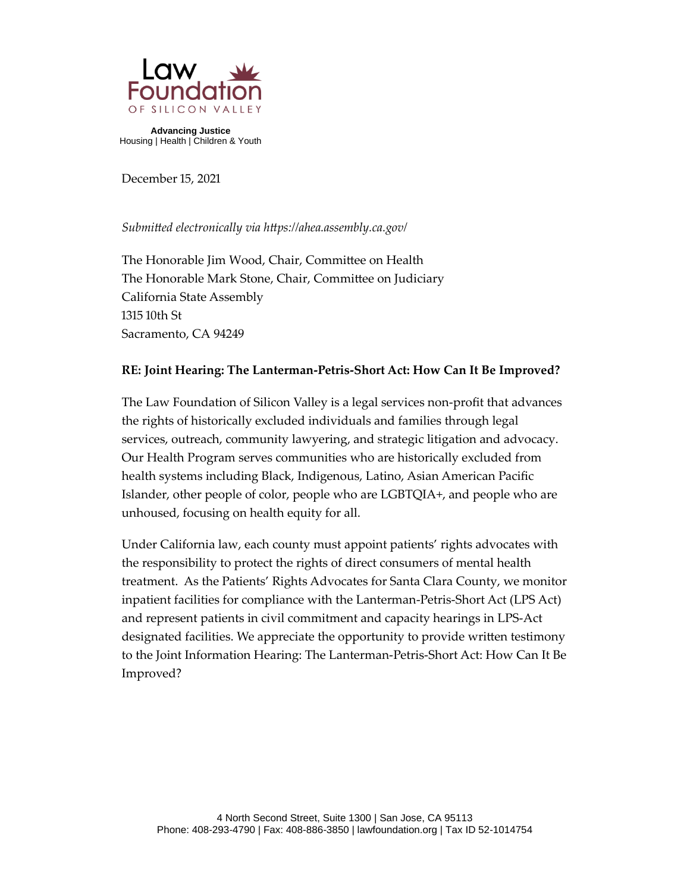Law Foundation
OF SILICON VALLEY

**Advancing Justice**
Housing | Health | Children & Youth

December 15, 2021

*Submitted electronically via https://ahea.assembly.ca.gov/*

The Honorable Jim Wood, Chair, Committee on Health
The Honorable Mark Stone, Chair, Committee on Judiciary
California State Assembly
1315 10th St
Sacramento, CA 94249

**RE: Joint Hearing: The Lanterman-Petris-Short Act: How Can It Be Improved?**

The Law Foundation of Silicon Valley is a legal services non-profit that advances the rights of historically excluded individuals and families through legal services, outreach, community lawyering, and strategic litigation and advocacy. Our Health Program serves communities who are historically excluded from health systems including Black, Indigenous, Latino, Asian American Pacific Islander, other people of color, people who are LGBTQIA+, and people who are unhoused, focusing on health equity for all.

Under California law, each county must appoint patients' rights advocates with the responsibility to protect the rights of direct consumers of mental health treatment. As the Patients' Rights Advocates for Santa Clara County, we monitor inpatient facilities for compliance with the Lanterman-Petris-Short Act (LPS Act) and represent patients in civil commitment and capacity hearings in LPS-Act designated facilities. We appreciate the opportunity to provide written testimony to the Joint Information Hearing: The Lanterman-Petris-Short Act: How Can It Be Improved?

4 North Second Street, Suite 1300 | San Jose, CA 95113
Phone: 408-293-4790 | Fax: 408-886-3850 | lawfoundation.org | Tax ID 52-1014754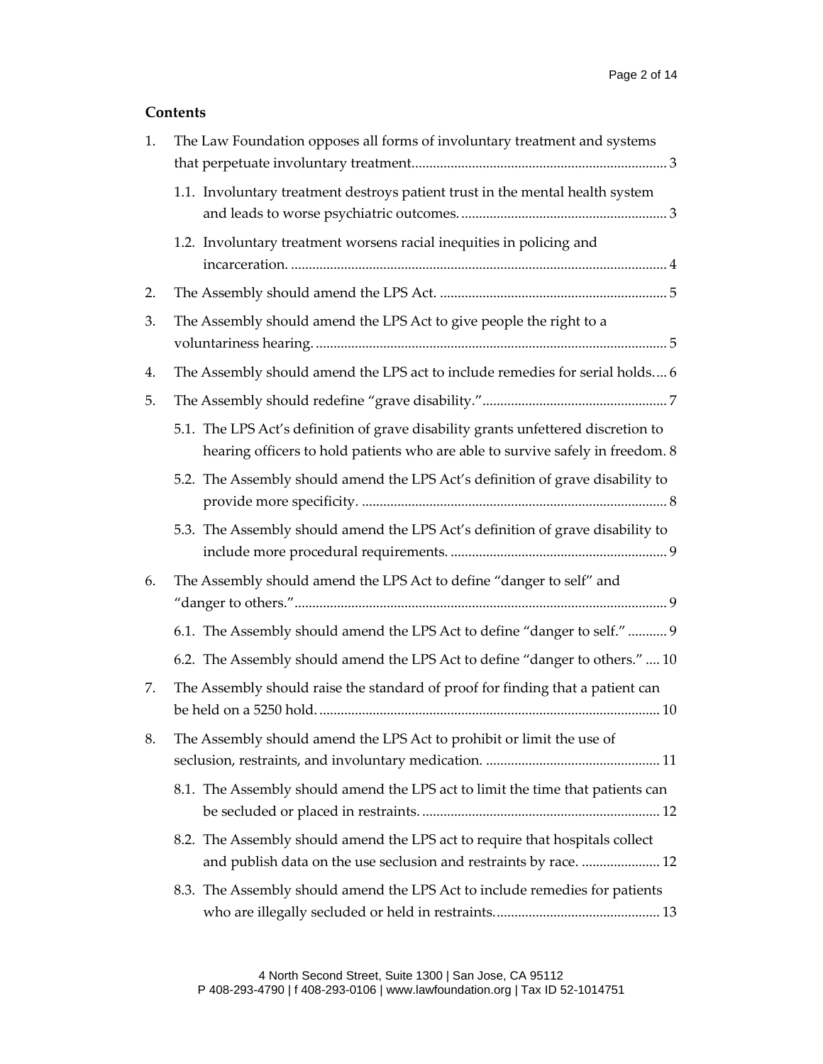**Contents**

1. The Law Foundation opposes all forms of involuntary treatment and systems that perpetuate involuntary treatment....................................................................... 3
   - 1.1. Involuntary treatment destroys patient trust in the mental health system and leads to worse psychiatric outcomes. ......................................................... 3
   - 1.2. Involuntary treatment worsens racial inequities in policing and incarceration. ......................................................................................................... 4
2. The Assembly should amend the LPS Act. ................................................................ 5
3. The Assembly should amend the LPS Act to give people the right to a voluntariness hearing. .................................................................................................. 5
4. The Assembly should amend the LPS act to include remedies for serial holds.... 6
5. The Assembly should redefine "grave disability."................................................... 7
   - 5.1. The LPS Act's definition of grave disability grants unfettered discretion to hearing officers to hold patients who are able to survive safely in freedom. 8
   - 5.2. The Assembly should amend the LPS Act's definition of grave disability to provide more specificity. ..................................................................................... 8
   - 5.3. The Assembly should amend the LPS Act's definition of grave disability to include more procedural requirements. ............................................................ 9
6. The Assembly should amend the LPS Act to define "danger to self" and "danger to others."........................................................................................................ 9
   - 6.1. The Assembly should amend the LPS Act to define "danger to self." ........... 9
   - 6.2. The Assembly should amend the LPS Act to define "danger to others." .... 10
7. The Assembly should raise the standard of proof for finding that a patient can be held on a 5250 hold. ............................................................................................... 10
8. The Assembly should amend the LPS Act to prohibit or limit the use of seclusion, restraints, and involuntary medication. ................................................ 11
   - 8.1. The Assembly should amend the LPS act to limit the time that patients can be secluded or placed in restraints. .................................................................. 12
   - 8.2. The Assembly should amend the LPS act to require that hospitals collect and publish data on the use seclusion and restraints by race. ...................... 12
   - 8.3. The Assembly should amend the LPS Act to include remedies for patients who are illegally secluded or held in restraints.............................................. 13

4 North Second Street, Suite 1300 | San Jose, CA 95112
P 408-293-4790 | f 408-293-0106 | www.lawfoundation.org | Tax ID 52-1014751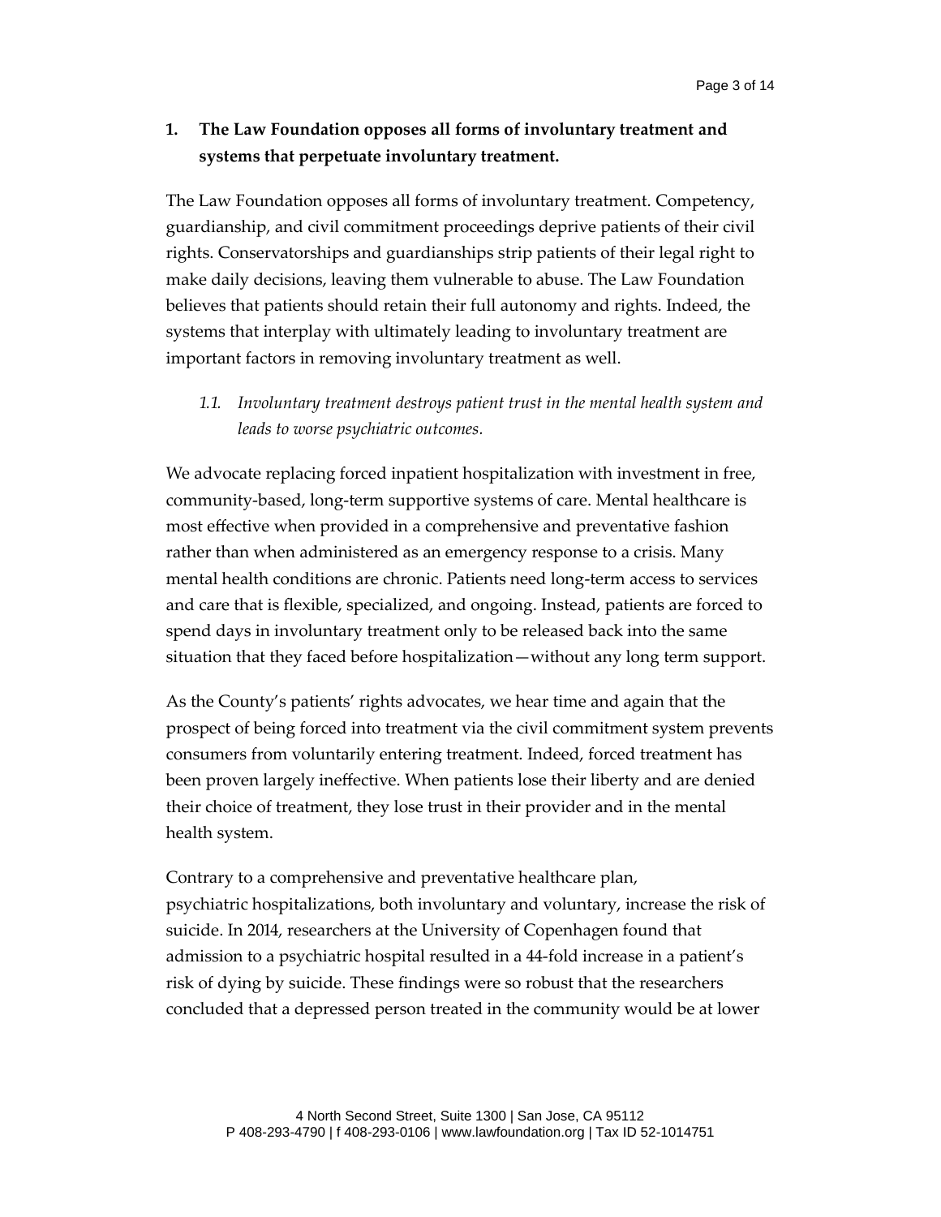## 1. The Law Foundation opposes all forms of involuntary treatment and systems that perpetuate involuntary treatment.

The Law Foundation opposes all forms of involuntary treatment. Competency, guardianship, and civil commitment proceedings deprive patients of their civil rights. Conservatorships and guardianships strip patients of their legal right to make daily decisions, leaving them vulnerable to abuse. The Law Foundation believes that patients should retain their full autonomy and rights. Indeed, the systems that interplay with ultimately leading to involuntary treatment are important factors in removing involuntary treatment as well.

### *1.1. Involuntary treatment destroys patient trust in the mental health system and leads to worse psychiatric outcomes.*

We advocate replacing forced inpatient hospitalization with investment in free, community-based, long-term supportive systems of care. Mental healthcare is most effective when provided in a comprehensive and preventative fashion rather than when administered as an emergency response to a crisis. Many mental health conditions are chronic. Patients need long-term access to services and care that is flexible, specialized, and ongoing. Instead, patients are forced to spend days in involuntary treatment only to be released back into the same situation that they faced before hospitalization—without any long term support.

As the County's patients' rights advocates, we hear time and again that the prospect of being forced into treatment via the civil commitment system prevents consumers from voluntarily entering treatment. Indeed, forced treatment has been proven largely ineffective. When patients lose their liberty and are denied their choice of treatment, they lose trust in their provider and in the mental health system.

Contrary to a comprehensive and preventative healthcare plan, psychiatric hospitalizations, both involuntary and voluntary, increase the risk of suicide. In 2014, researchers at the University of Copenhagen found that admission to a psychiatric hospital resulted in a 44-fold increase in a patient's risk of dying by suicide. These findings were so robust that the researchers concluded that a depressed person treated in the community would be at lower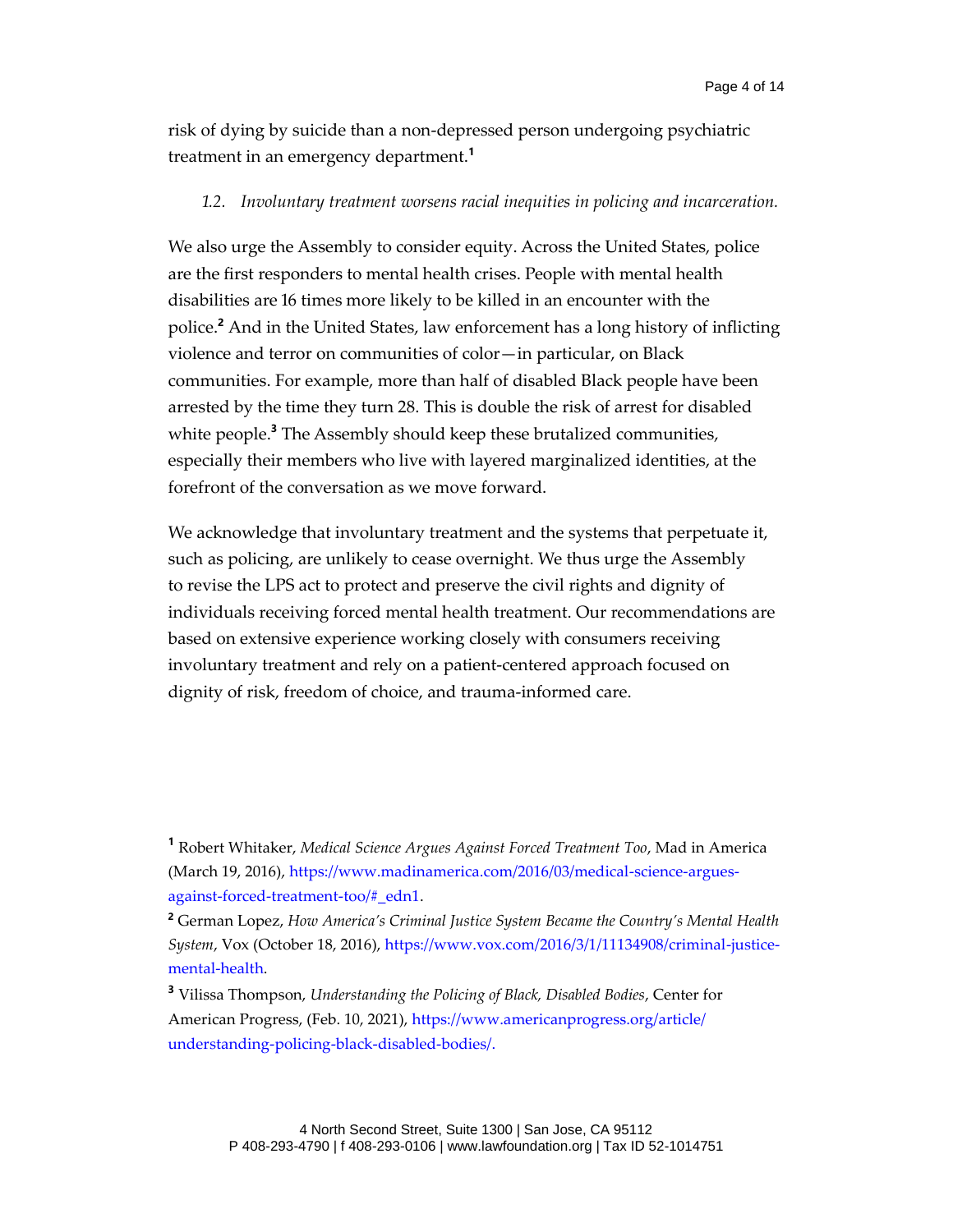risk of dying by suicide than a non-depressed person undergoing psychiatric treatment in an emergency department.[1]

*1.2. Involuntary treatment worsens racial inequities in policing and incarceration.*

We also urge the Assembly to consider equity. Across the United States, police are the first responders to mental health crises. People with mental health disabilities are 16 times more likely to be killed in an encounter with the police.[2] And in the United States, law enforcement has a long history of inflicting violence and terror on communities of color—in particular, on Black communities. For example, more than half of disabled Black people have been arrested by the time they turn 28. This is double the risk of arrest for disabled white people.[3] The Assembly should keep these brutalized communities, especially their members who live with layered marginalized identities, at the forefront of the conversation as we move forward.

We acknowledge that involuntary treatment and the systems that perpetuate it, such as policing, are unlikely to cease overnight. We thus urge the Assembly to revise the LPS act to protect and preserve the civil rights and dignity of individuals receiving forced mental health treatment. Our recommendations are based on extensive experience working closely with consumers receiving involuntary treatment and rely on a patient-centered approach focused on dignity of risk, freedom of choice, and trauma-informed care.

---

[1] Robert Whitaker, *Medical Science Argues Against Forced Treatment Too*, Mad in America (March 19, 2016), https://www.madinamerica.com/2016/03/medical-science-argues-against-forced-treatment-too/#_edn1.

[2] German Lopez, *How America's Criminal Justice System Became the Country's Mental Health System*, Vox (October 18, 2016), https://www.vox.com/2016/3/1/11134908/criminal-justice-mental-health.

[3] Vilissa Thompson, *Understanding the Policing of Black, Disabled Bodies*, Center for American Progress, (Feb. 10, 2021), https://www.americanprogress.org/article/understanding-policing-black-disabled-bodies/.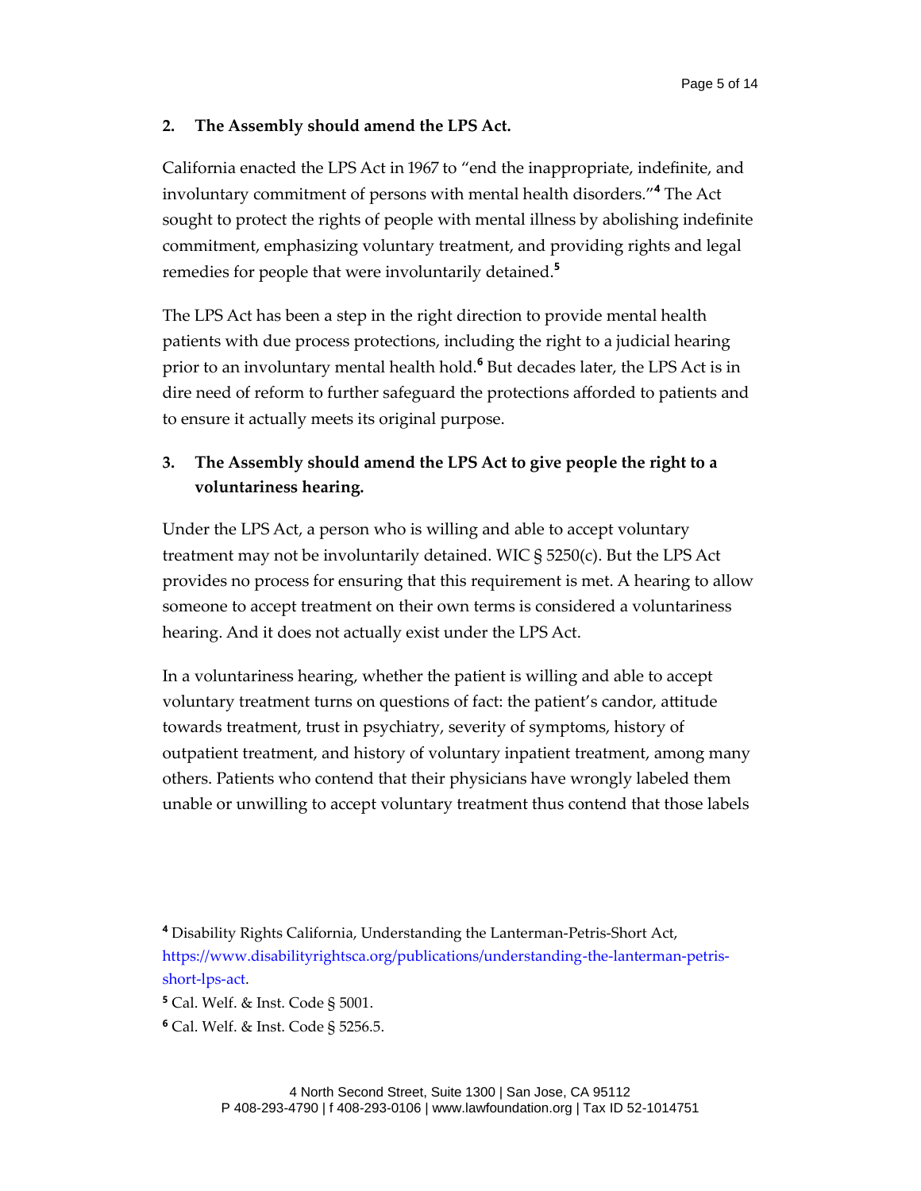**2. The Assembly should amend the LPS Act.**

California enacted the LPS Act in 1967 to "end the inappropriate, indefinite, and involuntary commitment of persons with mental health disorders."[4] The Act sought to protect the rights of people with mental illness by abolishing indefinite commitment, emphasizing voluntary treatment, and providing rights and legal remedies for people that were involuntarily detained.[5]

The LPS Act has been a step in the right direction to provide mental health patients with due process protections, including the right to a judicial hearing prior to an involuntary mental health hold.[6] But decades later, the LPS Act is in dire need of reform to further safeguard the protections afforded to patients and to ensure it actually meets its original purpose.

**3. The Assembly should amend the LPS Act to give people the right to a voluntariness hearing.**

Under the LPS Act, a person who is willing and able to accept voluntary treatment may not be involuntarily detained. WIC § 5250(c). But the LPS Act provides no process for ensuring that this requirement is met. A hearing to allow someone to accept treatment on their own terms is considered a voluntariness hearing. And it does not actually exist under the LPS Act.

In a voluntariness hearing, whether the patient is willing and able to accept voluntary treatment turns on questions of fact: the patient's candor, attitude towards treatment, trust in psychiatry, severity of symptoms, history of outpatient treatment, and history of voluntary inpatient treatment, among many others. Patients who contend that their physicians have wrongly labeled them unable or unwilling to accept voluntary treatment thus contend that those labels

---

[4] Disability Rights California, Understanding the Lanterman-Petris-Short Act, https://www.disabilityrightsca.org/publications/understanding-the-lanterman-petris-short-lps-act.

[5] Cal. Welf. & Inst. Code § 5001.

[6] Cal. Welf. & Inst. Code § 5256.5.

4 North Second Street, Suite 1300 | San Jose, CA 95112
P 408-293-4790 | f 408-293-0106 | www.lawfoundation.org | Tax ID 52-1014751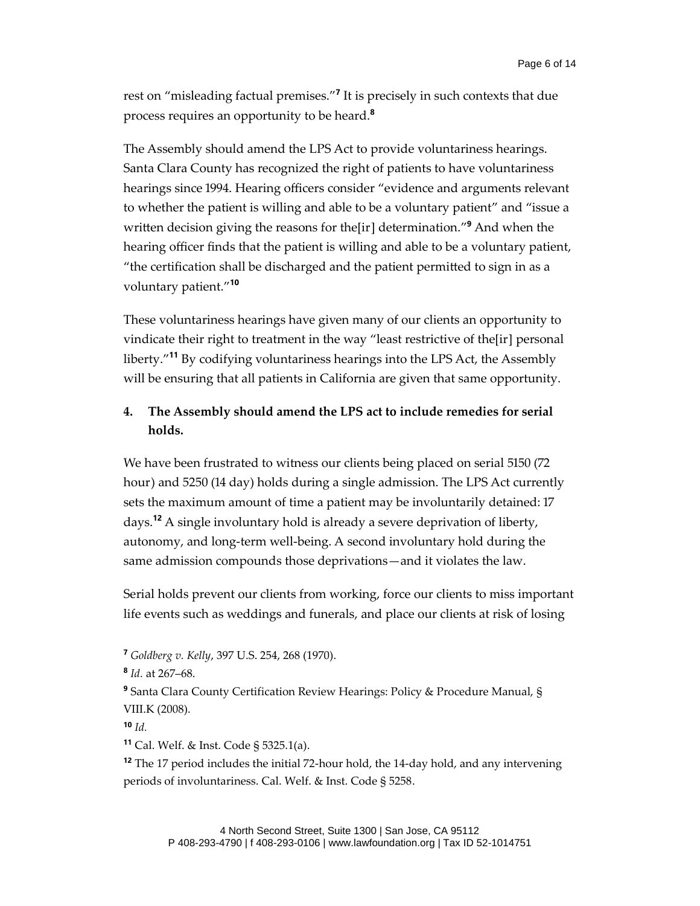rest on "misleading factual premises."[7] It is precisely in such contexts that due process requires an opportunity to be heard.[8]

The Assembly should amend the LPS Act to provide voluntariness hearings. Santa Clara County has recognized the right of patients to have voluntariness hearings since 1994. Hearing officers consider "evidence and arguments relevant to whether the patient is willing and able to be a voluntary patient" and "issue a written decision giving the reasons for the[ir] determination."[9] And when the hearing officer finds that the patient is willing and able to be a voluntary patient, "the certification shall be discharged and the patient permitted to sign in as a voluntary patient."[10]

These voluntariness hearings have given many of our clients an opportunity to vindicate their right to treatment in the way "least restrictive of the[ir] personal liberty."[11] By codifying voluntariness hearings into the LPS Act, the Assembly will be ensuring that all patients in California are given that same opportunity.

## 4. The Assembly should amend the LPS act to include remedies for serial holds.

We have been frustrated to witness our clients being placed on serial 5150 (72 hour) and 5250 (14 day) holds during a single admission. The LPS Act currently sets the maximum amount of time a patient may be involuntarily detained: 17 days.[12] A single involuntary hold is already a severe deprivation of liberty, autonomy, and long-term well-being. A second involuntary hold during the same admission compounds those deprivations—and it violates the law.

Serial holds prevent our clients from working, force our clients to miss important life events such as weddings and funerals, and place our clients at risk of losing

[7] *Goldberg v. Kelly*, 397 U.S. 254, 268 (1970).

[8] *Id.* at 267–68.

[9] Santa Clara County Certification Review Hearings: Policy & Procedure Manual, § VIII.K (2008).

[10] *Id.*

[11] Cal. Welf. & Inst. Code § 5325.1(a).

[12] The 17 period includes the initial 72-hour hold, the 14-day hold, and any intervening periods of involuntariness. Cal. Welf. & Inst. Code § 5258.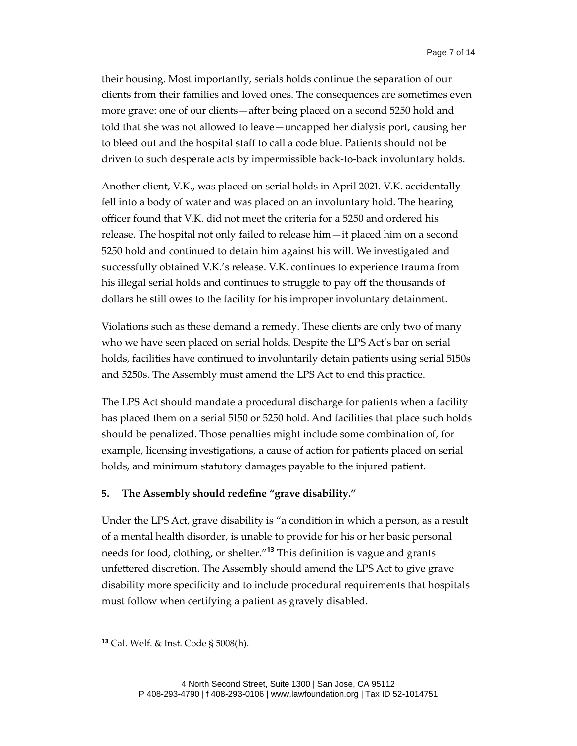their housing. Most importantly, serials holds continue the separation of our clients from their families and loved ones. The consequences are sometimes even more grave: one of our clients—after being placed on a second 5250 hold and told that she was not allowed to leave—uncapped her dialysis port, causing her to bleed out and the hospital staff to call a code blue. Patients should not be driven to such desperate acts by impermissible back-to-back involuntary holds.

Another client, V.K., was placed on serial holds in April 2021. V.K. accidentally fell into a body of water and was placed on an involuntary hold. The hearing officer found that V.K. did not meet the criteria for a 5250 and ordered his release. The hospital not only failed to release him—it placed him on a second 5250 hold and continued to detain him against his will. We investigated and successfully obtained V.K.'s release. V.K. continues to experience trauma from his illegal serial holds and continues to struggle to pay off the thousands of dollars he still owes to the facility for his improper involuntary detainment.

Violations such as these demand a remedy. These clients are only two of many who we have seen placed on serial holds. Despite the LPS Act's bar on serial holds, facilities have continued to involuntarily detain patients using serial 5150s and 5250s. The Assembly must amend the LPS Act to end this practice.

The LPS Act should mandate a procedural discharge for patients when a facility has placed them on a serial 5150 or 5250 hold. And facilities that place such holds should be penalized. Those penalties might include some combination of, for example, licensing investigations, a cause of action for patients placed on serial holds, and minimum statutory damages payable to the injured patient.

**5. The Assembly should redefine "grave disability."**

Under the LPS Act, grave disability is "a condition in which a person, as a result of a mental health disorder, is unable to provide for his or her basic personal needs for food, clothing, or shelter."[13] This definition is vague and grants unfettered discretion. The Assembly should amend the LPS Act to give grave disability more specificity and to include procedural requirements that hospitals must follow when certifying a patient as gravely disabled.

[13] Cal. Welf. & Inst. Code § 5008(h).

4 North Second Street, Suite 1300 | San Jose, CA 95112
P 408-293-4790 | f 408-293-0106 | www.lawfoundation.org | Tax ID 52-1014751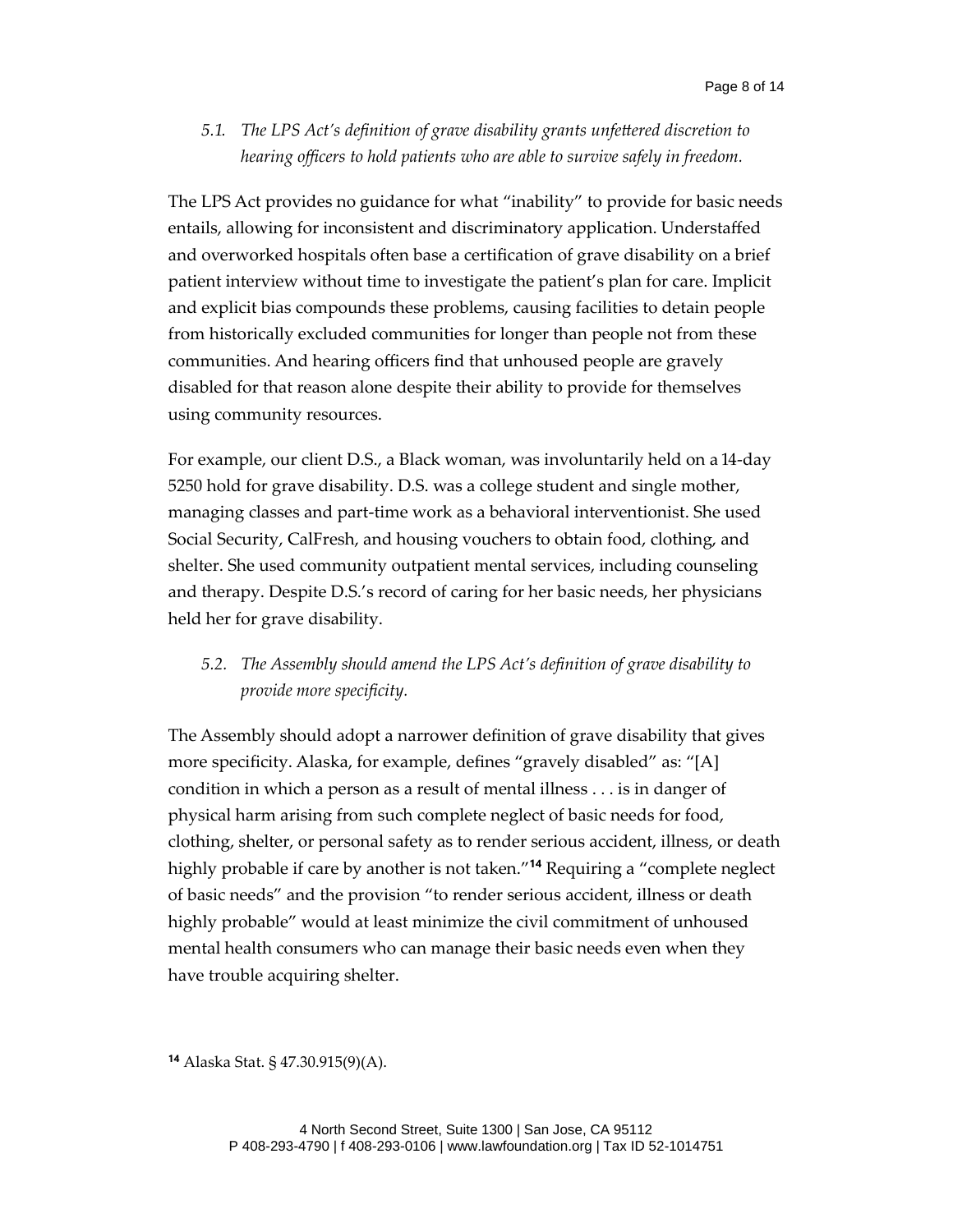*5.1. The LPS Act's definition of grave disability grants unfettered discretion to hearing officers to hold patients who are able to survive safely in freedom.*

The LPS Act provides no guidance for what "inability" to provide for basic needs entails, allowing for inconsistent and discriminatory application. Understaffed and overworked hospitals often base a certification of grave disability on a brief patient interview without time to investigate the patient's plan for care. Implicit and explicit bias compounds these problems, causing facilities to detain people from historically excluded communities for longer than people not from these communities. And hearing officers find that unhoused people are gravely disabled for that reason alone despite their ability to provide for themselves using community resources.

For example, our client D.S., a Black woman, was involuntarily held on a 14-day 5250 hold for grave disability. D.S. was a college student and single mother, managing classes and part-time work as a behavioral interventionist. She used Social Security, CalFresh, and housing vouchers to obtain food, clothing, and shelter. She used community outpatient mental services, including counseling and therapy. Despite D.S.'s record of caring for her basic needs, her physicians held her for grave disability.

*5.2. The Assembly should amend the LPS Act's definition of grave disability to provide more specificity.*

The Assembly should adopt a narrower definition of grave disability that gives more specificity. Alaska, for example, defines "gravely disabled" as: "[A] condition in which a person as a result of mental illness . . . is in danger of physical harm arising from such complete neglect of basic needs for food, clothing, shelter, or personal safety as to render serious accident, illness, or death highly probable if care by another is not taken."[14] Requiring a "complete neglect of basic needs" and the provision "to render serious accident, illness or death highly probable" would at least minimize the civil commitment of unhoused mental health consumers who can manage their basic needs even when they have trouble acquiring shelter.

[14] Alaska Stat. § 47.30.915(9)(A).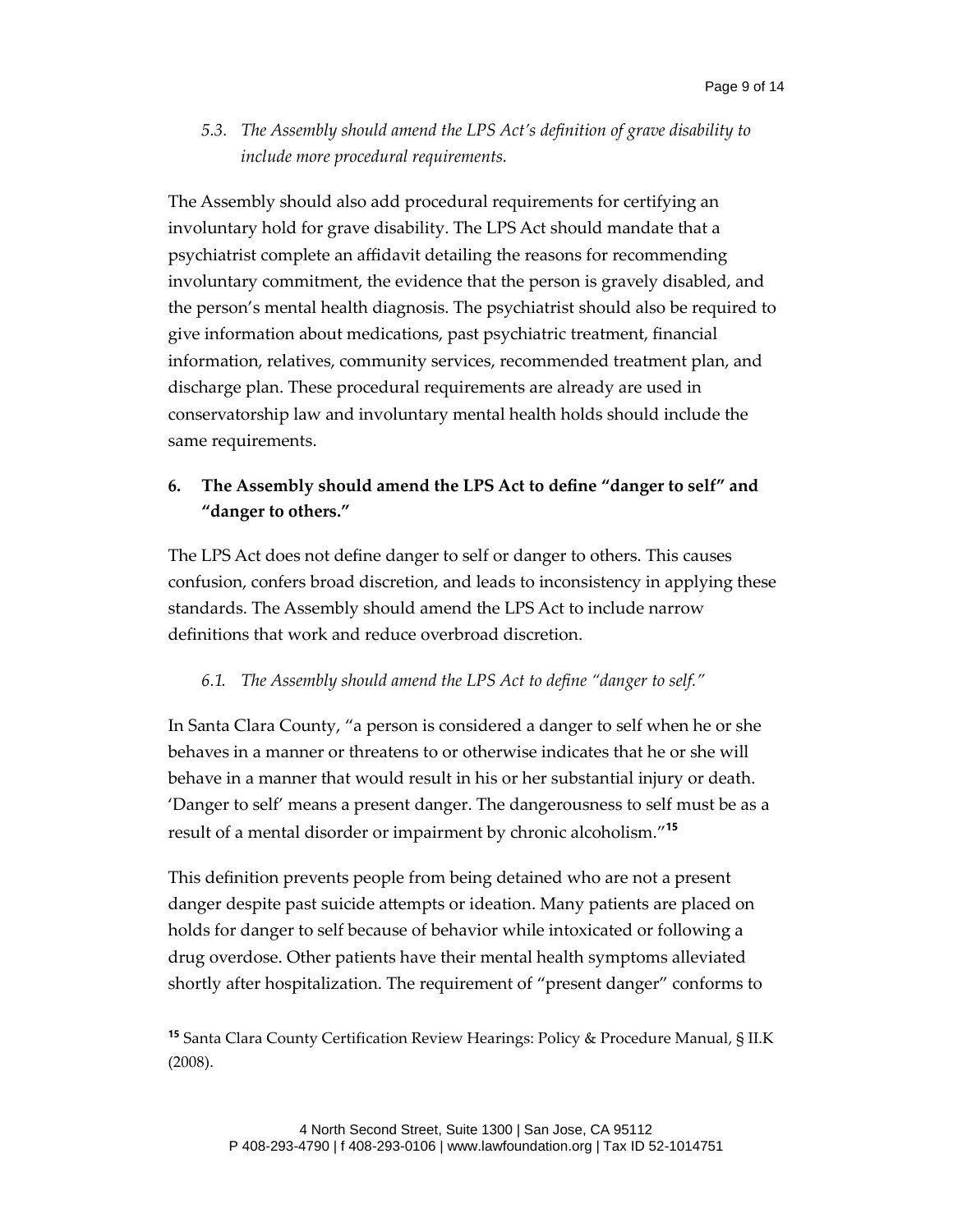*5.3. The Assembly should amend the LPS Act's definition of grave disability to include more procedural requirements.*

The Assembly should also add procedural requirements for certifying an involuntary hold for grave disability. The LPS Act should mandate that a psychiatrist complete an affidavit detailing the reasons for recommending involuntary commitment, the evidence that the person is gravely disabled, and the person's mental health diagnosis. The psychiatrist should also be required to give information about medications, past psychiatric treatment, financial information, relatives, community services, recommended treatment plan, and discharge plan. These procedural requirements are already are used in conservatorship law and involuntary mental health holds should include the same requirements.

## 6. The Assembly should amend the LPS Act to define "danger to self" and "danger to others."

The LPS Act does not define danger to self or danger to others. This causes confusion, confers broad discretion, and leads to inconsistency in applying these standards. The Assembly should amend the LPS Act to include narrow definitions that work and reduce overbroad discretion.

*6.1. The Assembly should amend the LPS Act to define "danger to self."*

In Santa Clara County, "a person is considered a danger to self when he or she behaves in a manner or threatens to or otherwise indicates that he or she will behave in a manner that would result in his or her substantial injury or death. 'Danger to self' means a present danger. The dangerousness to self must be as a result of a mental disorder or impairment by chronic alcoholism."[15]

This definition prevents people from being detained who are not a present danger despite past suicide attempts or ideation. Many patients are placed on holds for danger to self because of behavior while intoxicated or following a drug overdose. Other patients have their mental health symptoms alleviated shortly after hospitalization. The requirement of "present danger" conforms to

[15] Santa Clara County Certification Review Hearings: Policy & Procedure Manual, § II.K (2008).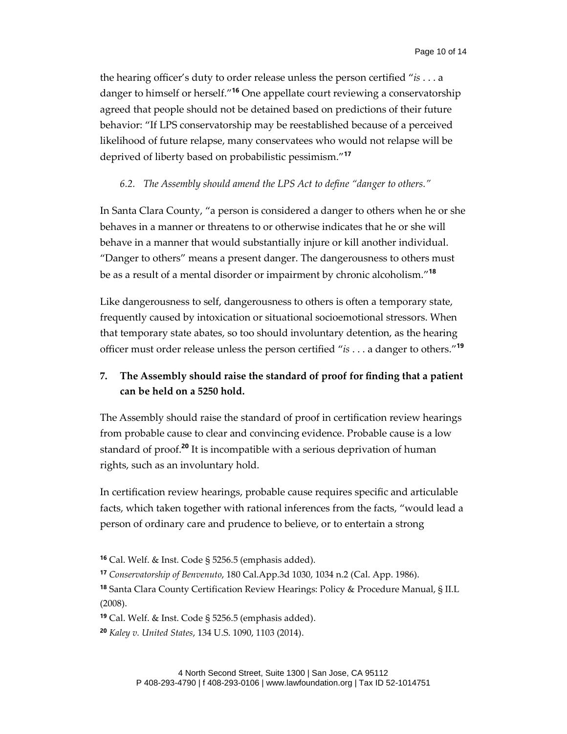the hearing officer's duty to order release unless the person certified "*is* . . . a danger to himself or herself."[16] One appellate court reviewing a conservatorship agreed that people should not be detained based on predictions of their future behavior: "If LPS conservatorship may be reestablished because of a perceived likelihood of future relapse, many conservatees who would not relapse will be deprived of liberty based on probabilistic pessimism."[17]

*6.2. The Assembly should amend the LPS Act to define "danger to others."*

In Santa Clara County, "a person is considered a danger to others when he or she behaves in a manner or threatens to or otherwise indicates that he or she will behave in a manner that would substantially injure or kill another individual. "Danger to others" means a present danger. The dangerousness to others must be as a result of a mental disorder or impairment by chronic alcoholism."[18]

Like dangerousness to self, dangerousness to others is often a temporary state, frequently caused by intoxication or situational socioemotional stressors. When that temporary state abates, so too should involuntary detention, as the hearing officer must order release unless the person certified "*is* . . . a danger to others."[19]

## 7. The Assembly should raise the standard of proof for finding that a patient can be held on a 5250 hold.

The Assembly should raise the standard of proof in certification review hearings from probable cause to clear and convincing evidence. Probable cause is a low standard of proof.[20] It is incompatible with a serious deprivation of human rights, such as an involuntary hold.

In certification review hearings, probable cause requires specific and articulable facts, which taken together with rational inferences from the facts, "would lead a person of ordinary care and prudence to believe, or to entertain a strong

---

[16] Cal. Welf. & Inst. Code § 5256.5 (emphasis added).

[17] *Conservatorship of Benvenuto*, 180 Cal.App.3d 1030, 1034 n.2 (Cal. App. 1986).

[18] Santa Clara County Certification Review Hearings: Policy & Procedure Manual, § II.L (2008).

[19] Cal. Welf. & Inst. Code § 5256.5 (emphasis added).

[20] *Kaley v. United States*, 134 U.S. 1090, 1103 (2014).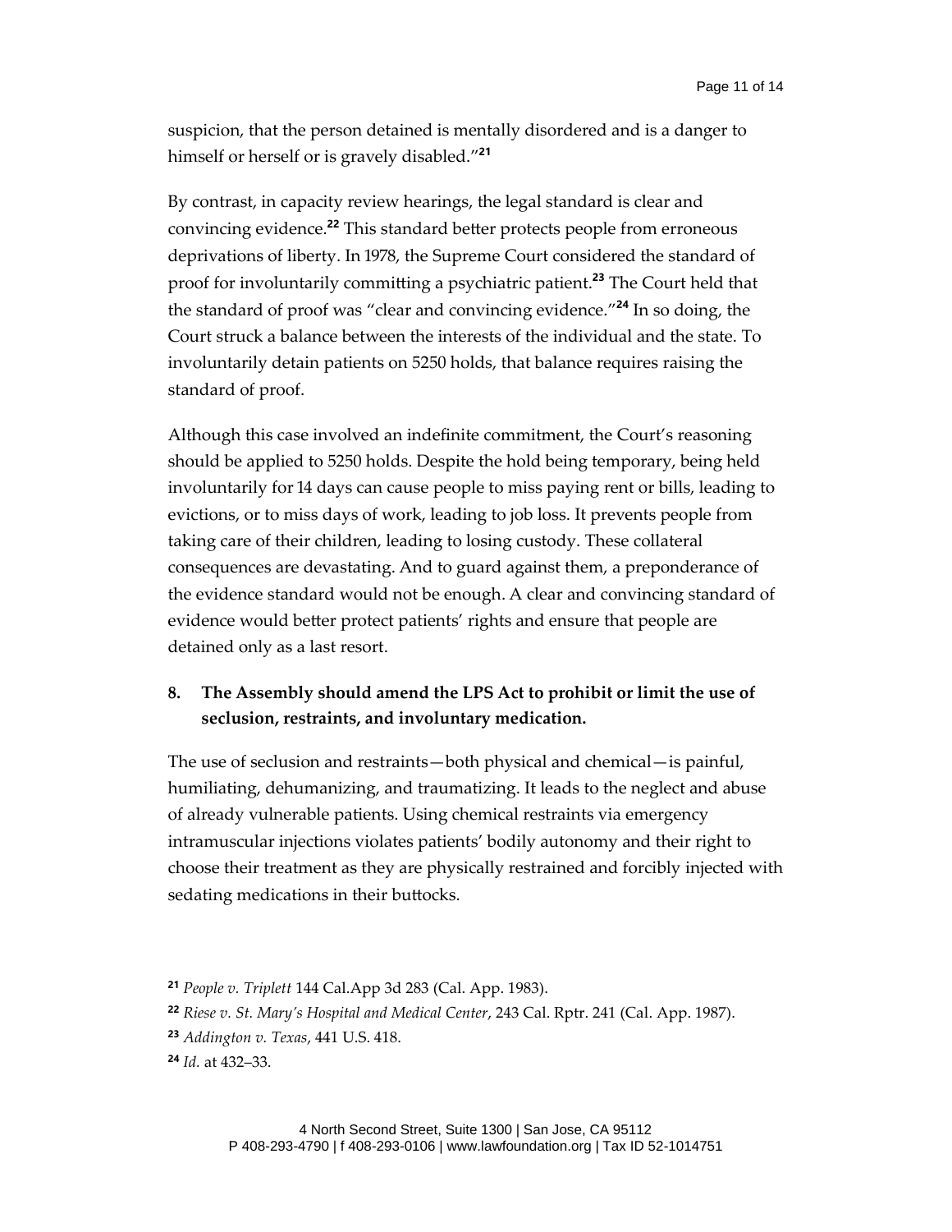suspicion, that the person detained is mentally disordered and is a danger to himself or herself or is gravely disabled."[21]

By contrast, in capacity review hearings, the legal standard is clear and convincing evidence.[22] This standard better protects people from erroneous deprivations of liberty. In 1978, the Supreme Court considered the standard of proof for involuntarily committing a psychiatric patient.[23] The Court held that the standard of proof was "clear and convincing evidence."[24] In so doing, the Court struck a balance between the interests of the individual and the state. To involuntarily detain patients on 5250 holds, that balance requires raising the standard of proof.

Although this case involved an indefinite commitment, the Court's reasoning should be applied to 5250 holds. Despite the hold being temporary, being held involuntarily for 14 days can cause people to miss paying rent or bills, leading to evictions, or to miss days of work, leading to job loss. It prevents people from taking care of their children, leading to losing custody. These collateral consequences are devastating. And to guard against them, a preponderance of the evidence standard would not be enough. A clear and convincing standard of evidence would better protect patients' rights and ensure that people are detained only as a last resort.

## 8. The Assembly should amend the LPS Act to prohibit or limit the use of seclusion, restraints, and involuntary medication.

The use of seclusion and restraints—both physical and chemical—is painful, humiliating, dehumanizing, and traumatizing. It leads to the neglect and abuse of already vulnerable patients. Using chemical restraints via emergency intramuscular injections violates patients' bodily autonomy and their right to choose their treatment as they are physically restrained and forcibly injected with sedating medications in their buttocks.

[21] *People v. Triplett* 144 Cal.App 3d 283 (Cal. App. 1983).

[22] *Riese v. St. Mary's Hospital and Medical Center*, 243 Cal. Rptr. 241 (Cal. App. 1987).

[23] *Addington v. Texas*, 441 U.S. 418.

[24] *Id.* at 432–33.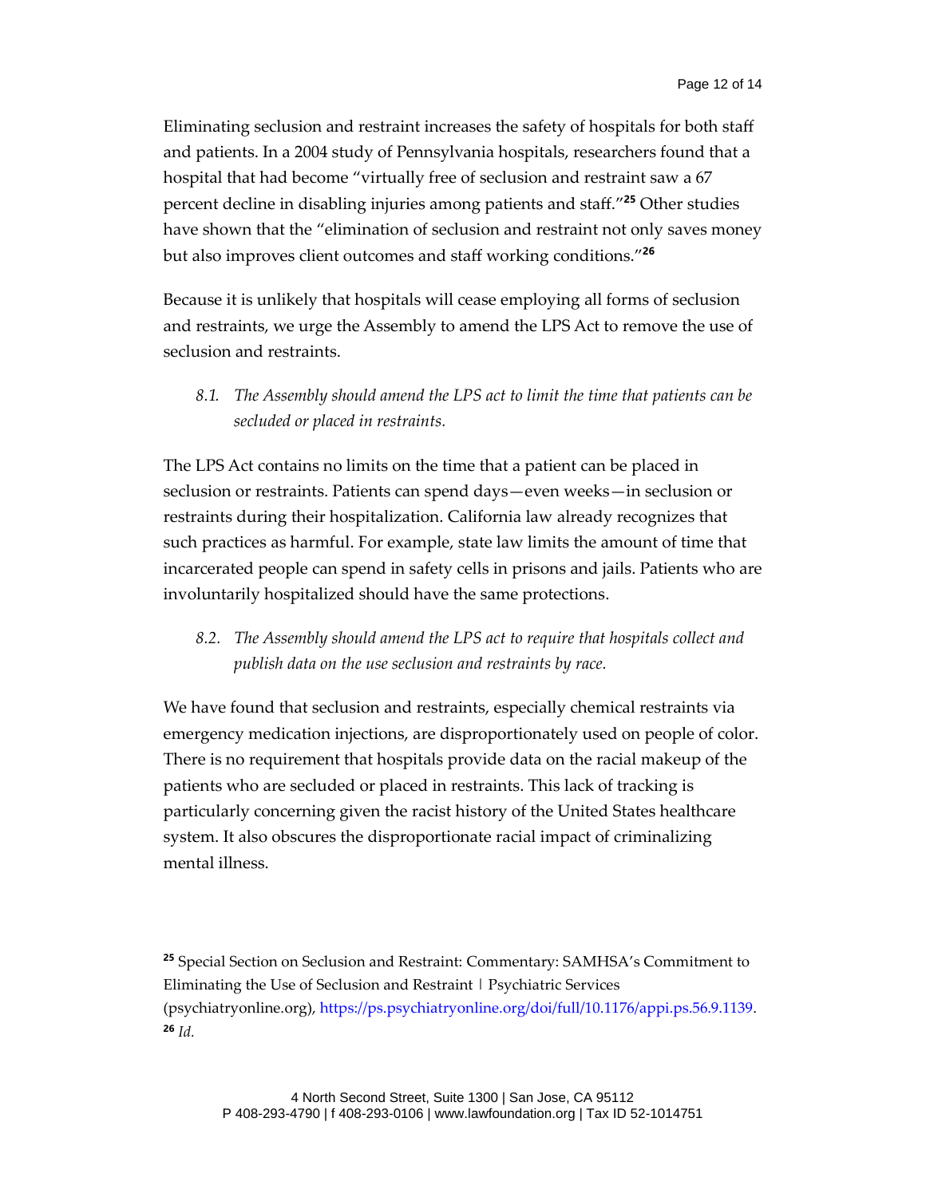Eliminating seclusion and restraint increases the safety of hospitals for both staff and patients. In a 2004 study of Pennsylvania hospitals, researchers found that a hospital that had become "virtually free of seclusion and restraint saw a 67 percent decline in disabling injuries among patients and staff."[25] Other studies have shown that the "elimination of seclusion and restraint not only saves money but also improves client outcomes and staff working conditions."[26]

Because it is unlikely that hospitals will cease employing all forms of seclusion and restraints, we urge the Assembly to amend the LPS Act to remove the use of seclusion and restraints.

*8.1. The Assembly should amend the LPS act to limit the time that patients can be secluded or placed in restraints.*

The LPS Act contains no limits on the time that a patient can be placed in seclusion or restraints. Patients can spend days—even weeks—in seclusion or restraints during their hospitalization. California law already recognizes that such practices as harmful. For example, state law limits the amount of time that incarcerated people can spend in safety cells in prisons and jails. Patients who are involuntarily hospitalized should have the same protections.

*8.2. The Assembly should amend the LPS act to require that hospitals collect and publish data on the use seclusion and restraints by race.*

We have found that seclusion and restraints, especially chemical restraints via emergency medication injections, are disproportionately used on people of color. There is no requirement that hospitals provide data on the racial makeup of the patients who are secluded or placed in restraints. This lack of tracking is particularly concerning given the racist history of the United States healthcare system. It also obscures the disproportionate racial impact of criminalizing mental illness.

---

[25] Special Section on Seclusion and Restraint: Commentary: SAMHSA's Commitment to Eliminating the Use of Seclusion and Restraint | Psychiatric Services (psychiatryonline.org), https://ps.psychiatryonline.org/doi/full/10.1176/appi.ps.56.9.1139.
[26] *Id.*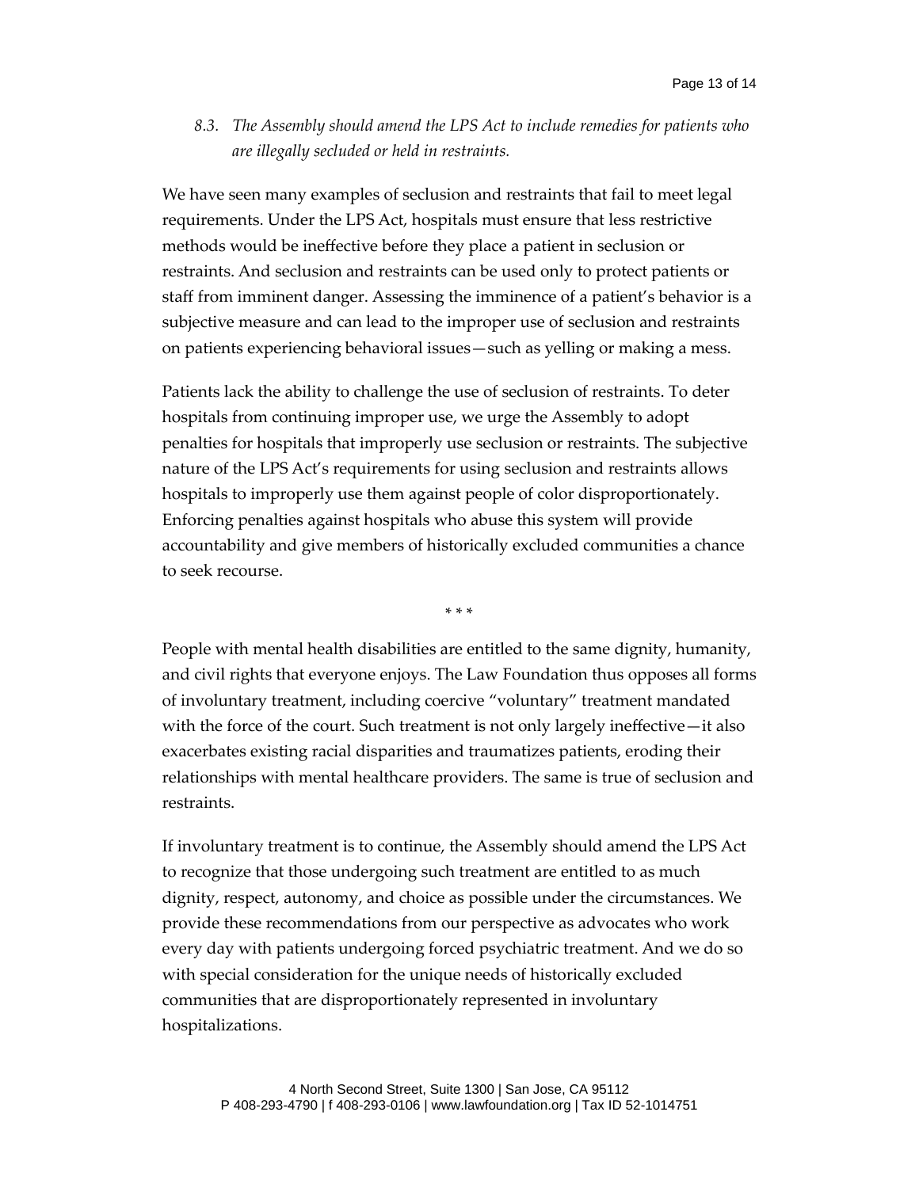*8.3. The Assembly should amend the LPS Act to include remedies for patients who are illegally secluded or held in restraints.*

We have seen many examples of seclusion and restraints that fail to meet legal requirements. Under the LPS Act, hospitals must ensure that less restrictive methods would be ineffective before they place a patient in seclusion or restraints. And seclusion and restraints can be used only to protect patients or staff from imminent danger. Assessing the imminence of a patient's behavior is a subjective measure and can lead to the improper use of seclusion and restraints on patients experiencing behavioral issues—such as yelling or making a mess.

Patients lack the ability to challenge the use of seclusion of restraints. To deter hospitals from continuing improper use, we urge the Assembly to adopt penalties for hospitals that improperly use seclusion or restraints. The subjective nature of the LPS Act's requirements for using seclusion and restraints allows hospitals to improperly use them against people of color disproportionately. Enforcing penalties against hospitals who abuse this system will provide accountability and give members of historically excluded communities a chance to seek recourse.

\* \* \*

People with mental health disabilities are entitled to the same dignity, humanity, and civil rights that everyone enjoys. The Law Foundation thus opposes all forms of involuntary treatment, including coercive "voluntary" treatment mandated with the force of the court. Such treatment is not only largely ineffective—it also exacerbates existing racial disparities and traumatizes patients, eroding their relationships with mental healthcare providers. The same is true of seclusion and restraints.

If involuntary treatment is to continue, the Assembly should amend the LPS Act to recognize that those undergoing such treatment are entitled to as much dignity, respect, autonomy, and choice as possible under the circumstances. We provide these recommendations from our perspective as advocates who work every day with patients undergoing forced psychiatric treatment. And we do so with special consideration for the unique needs of historically excluded communities that are disproportionately represented in involuntary hospitalizations.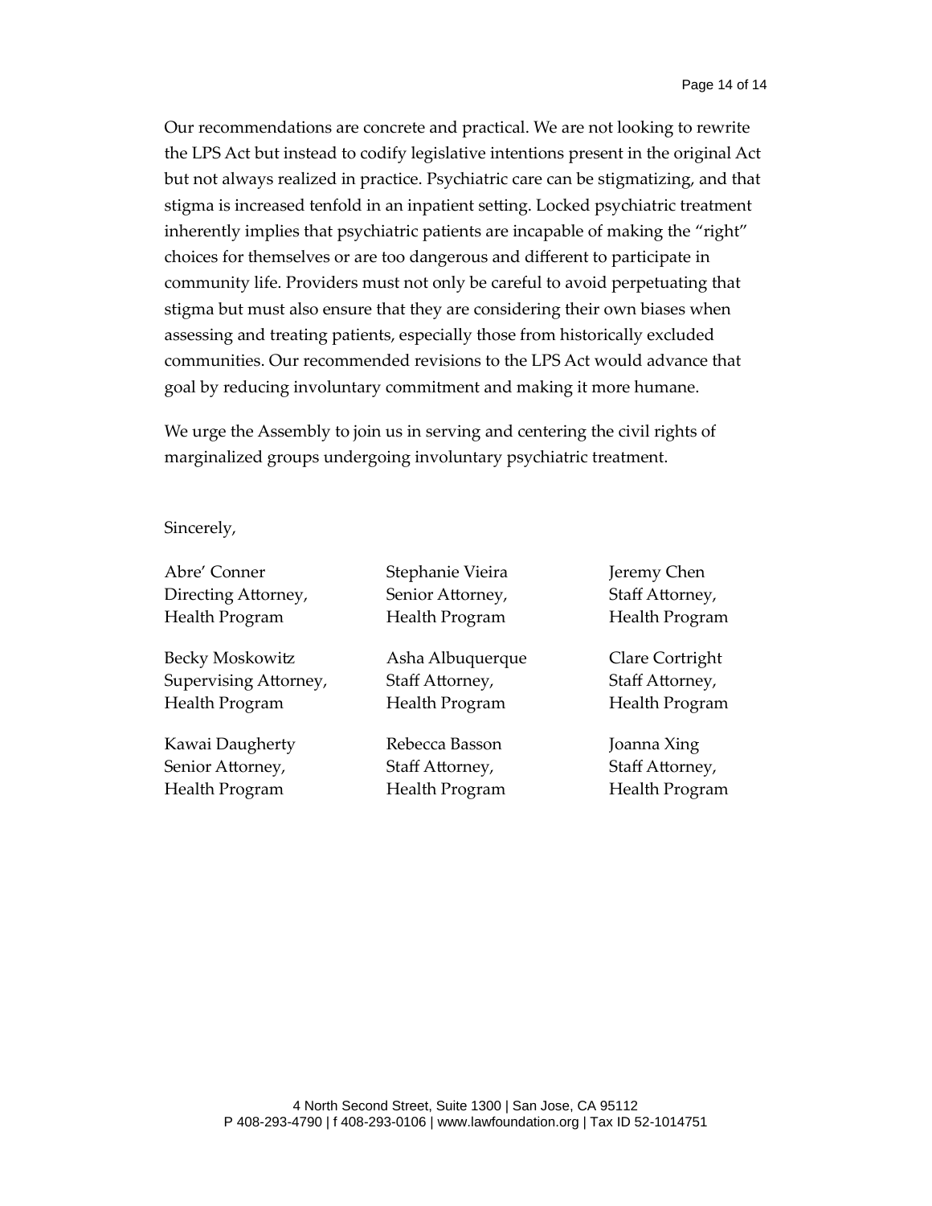Our recommendations are concrete and practical. We are not looking to rewrite the LPS Act but instead to codify legislative intentions present in the original Act but not always realized in practice. Psychiatric care can be stigmatizing, and that stigma is increased tenfold in an inpatient setting. Locked psychiatric treatment inherently implies that psychiatric patients are incapable of making the "right" choices for themselves or are too dangerous and different to participate in community life. Providers must not only be careful to avoid perpetuating that stigma but must also ensure that they are considering their own biases when assessing and treating patients, especially those from historically excluded communities. Our recommended revisions to the LPS Act would advance that goal by reducing involuntary commitment and making it more humane.

We urge the Assembly to join us in serving and centering the civil rights of marginalized groups undergoing involuntary psychiatric treatment.

Sincerely,

Abre' Conner
Directing Attorney,
Health Program

Stephanie Vieira
Senior Attorney,
Health Program

Jeremy Chen
Staff Attorney,
Health Program

Becky Moskowitz
Supervising Attorney,
Health Program

Asha Albuquerque
Staff Attorney,
Health Program

Clare Cortright
Staff Attorney,
Health Program

Kawai Daugherty
Senior Attorney,
Health Program

Rebecca Basson
Staff Attorney,
Health Program

Joanna Xing
Staff Attorney,
Health Program

4 North Second Street, Suite 1300 | San Jose, CA 95112
P 408-293-4790 | f 408-293-0106 | www.lawfoundation.org | Tax ID 52-1014751